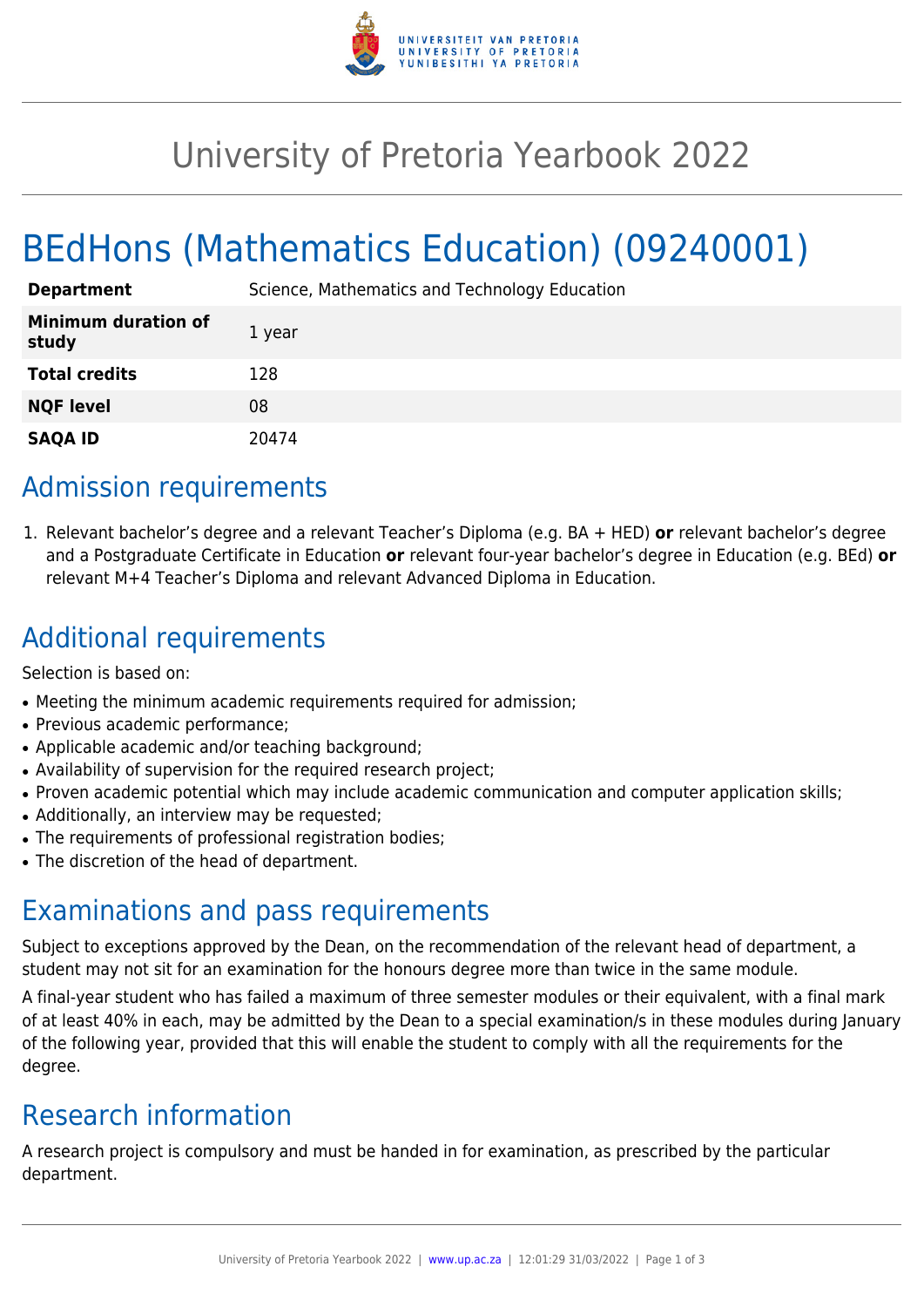# University of Pretoria Yearbook 2022

## BEdHons (Mathematics Education) (09240001)

| | |
|---|---|
| **Department** | Science, Mathematics and Technology Education |
| **Minimum duration of study** | 1 year |
| **Total credits** | 128 |
| **NQF level** | 08 |
| **SAQA ID** | 20474 |

## Admission requirements

1. Relevant bachelor's degree and a relevant Teacher's Diploma (e.g. BA + HED) **or** relevant bachelor's degree and a Postgraduate Certificate in Education **or** relevant four-year bachelor's degree in Education (e.g. BEd) **or** relevant M+4 Teacher's Diploma and relevant Advanced Diploma in Education.

## Additional requirements

Selection is based on:

- Meeting the minimum academic requirements required for admission;
- Previous academic performance;
- Applicable academic and/or teaching background;
- Availability of supervision for the required research project;
- Proven academic potential which may include academic communication and computer application skills;
- Additionally, an interview may be requested;
- The requirements of professional registration bodies;
- The discretion of the head of department.

## Examinations and pass requirements

Subject to exceptions approved by the Dean, on the recommendation of the relevant head of department, a student may not sit for an examination for the honours degree more than twice in the same module.

A final-year student who has failed a maximum of three semester modules or their equivalent, with a final mark of at least 40% in each, may be admitted by the Dean to a special examination/s in these modules during January of the following year, provided that this will enable the student to comply with all the requirements for the degree.

## Research information

A research project is compulsory and must be handed in for examination, as prescribed by the particular department.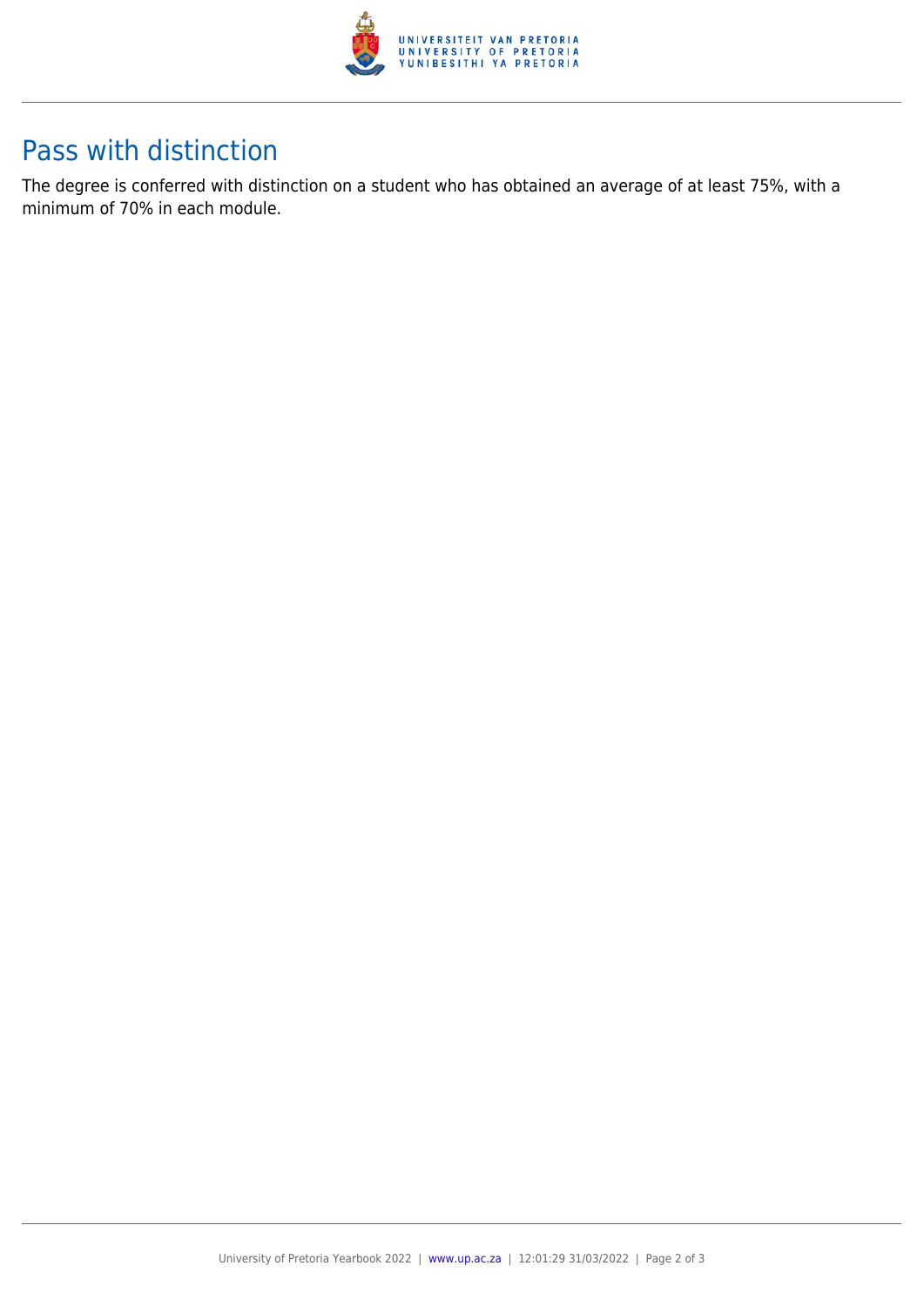## Pass with distinction

The degree is conferred with distinction on a student who has obtained an average of at least 75%, with a minimum of 70% in each module.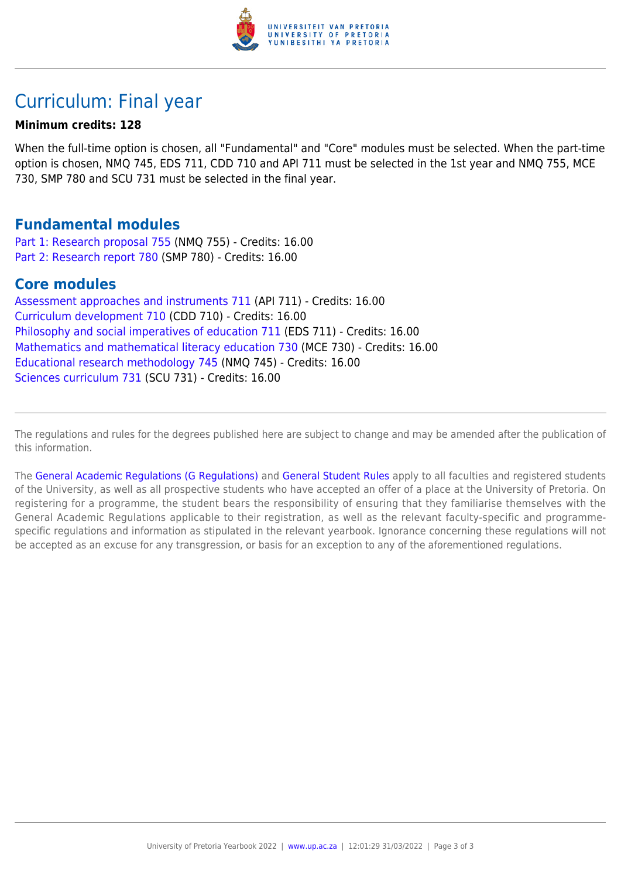# Curriculum: Final year

**Minimum credits: 128**

When the full-time option is chosen, all "Fundamental" and "Core" modules must be selected. When the part-time option is chosen, NMQ 745, EDS 711, CDD 710 and API 711 must be selected in the 1st year and NMQ 755, MCE 730, SMP 780 and SCU 731 must be selected in the final year.

## Fundamental modules

Part 1: Research proposal 755 (NMQ 755) - Credits: 16.00
Part 2: Research report 780 (SMP 780) - Credits: 16.00

## Core modules

Assessment approaches and instruments 711 (API 711) - Credits: 16.00
Curriculum development 710 (CDD 710) - Credits: 16.00
Philosophy and social imperatives of education 711 (EDS 711) - Credits: 16.00
Mathematics and mathematical literacy education 730 (MCE 730) - Credits: 16.00
Educational research methodology 745 (NMQ 745) - Credits: 16.00
Sciences curriculum 731 (SCU 731) - Credits: 16.00

---

The regulations and rules for the degrees published here are subject to change and may be amended after the publication of this information.

The General Academic Regulations (G Regulations) and General Student Rules apply to all faculties and registered students of the University, as well as all prospective students who have accepted an offer of a place at the University of Pretoria. On registering for a programme, the student bears the responsibility of ensuring that they familiarise themselves with the General Academic Regulations applicable to their registration, as well as the relevant faculty-specific and programme-specific regulations and information as stipulated in the relevant yearbook. Ignorance concerning these regulations will not be accepted as an excuse for any transgression, or basis for an exception to any of the aforementioned regulations.